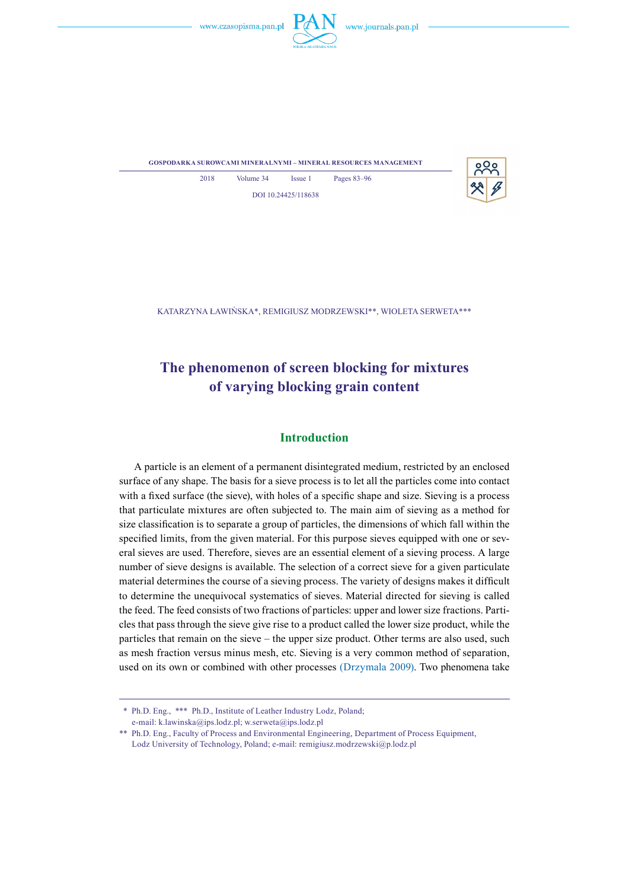GOSPODARKA SUROWCAMI MINERALNYMI – MINERAL RESOURCES MANAGEMENT

2018 Volume 34 Issue 1 Pages 83–96

DOI 10.24425/118638

KATARZYNA ŁAWIŃSKA*, REMIGIUSZ MODRZEWSKI**, WIOLETA SERWETA***

# The phenomenon of screen blocking for mixtures of varying blocking grain content

## Introduction

A particle is an element of a permanent disintegrated medium, restricted by an enclosed surface of any shape. The basis for a sieve process is to let all the particles come into contact with a fixed surface (the sieve), with holes of a specific shape and size. Sieving is a process that particulate mixtures are often subjected to. The main aim of sieving as a method for size classification is to separate a group of particles, the dimensions of which fall within the specified limits, from the given material. For this purpose sieves equipped with one or several sieves are used. Therefore, sieves are an essential element of a sieving process. A large number of sieve designs is available. The selection of a correct sieve for a given particulate material determines the course of a sieving process. The variety of designs makes it difficult to determine the unequivocal systematics of sieves. Material directed for sieving is called the feed. The feed consists of two fractions of particles: upper and lower size fractions. Particles that pass through the sieve give rise to a product called the lower size product, while the particles that remain on the sieve – the upper size product. Other terms are also used, such as mesh fraction versus minus mesh, etc. Sieving is a very common method of separation, used on its own or combined with other processes (Drzymala 2009). Two phenomena take

---

\* Ph.D. Eng., \*\*\* Ph.D., Institute of Leather Industry Lodz, Poland;
e-mail: k.lawinska@ips.lodz.pl; w.serweta@ips.lodz.pl

\*\* Ph.D. Eng., Faculty of Process and Environmental Engineering, Department of Process Equipment, Lodz University of Technology, Poland; e-mail: remigiusz.modrzewski@p.lodz.pl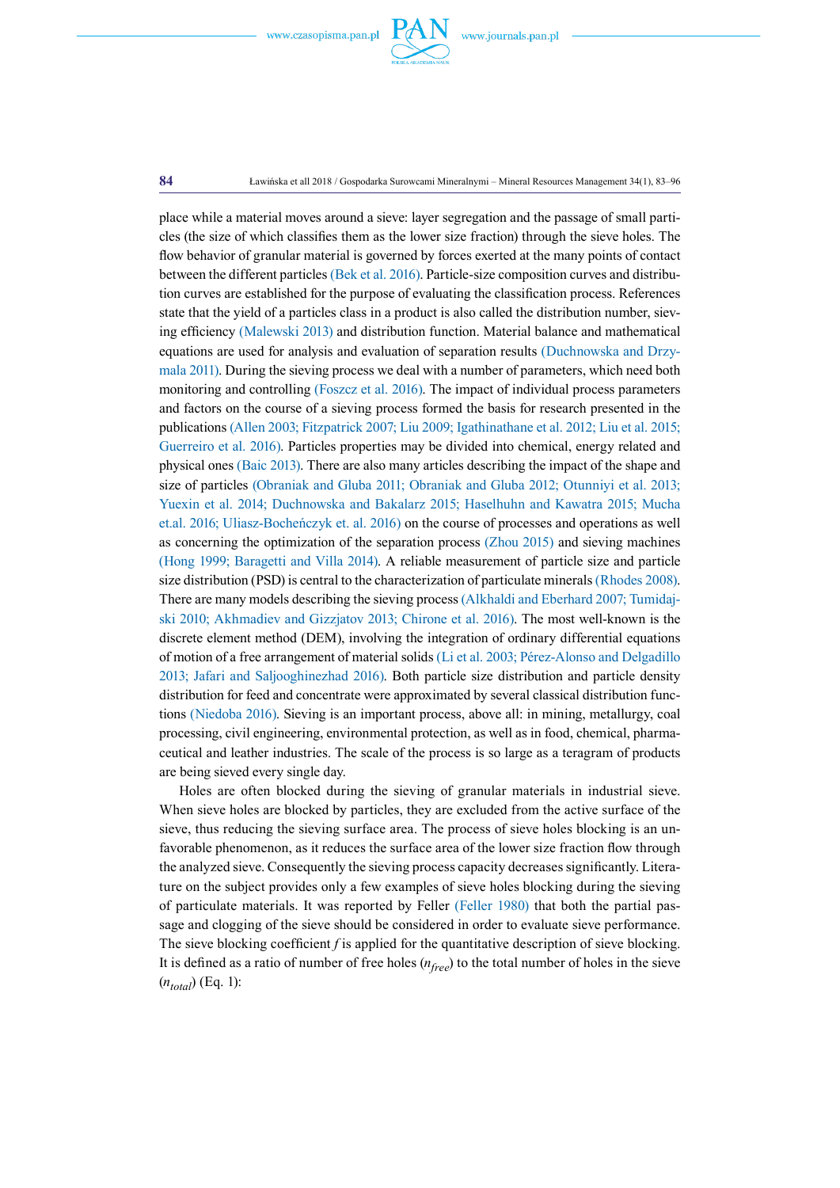place while a material moves around a sieve: layer segregation and the passage of small particles (the size of which classifies them as the lower size fraction) through the sieve holes. The flow behavior of granular material is governed by forces exerted at the many points of contact between the different particles (Bek et al. 2016). Particle-size composition curves and distribution curves are established for the purpose of evaluating the classification process. References state that the yield of a particles class in a product is also called the distribution number, sieving efficiency (Malewski 2013) and distribution function. Material balance and mathematical equations are used for analysis and evaluation of separation results (Duchnowska and Drzymala 2011). During the sieving process we deal with a number of parameters, which need both monitoring and controlling (Foszcz et al. 2016). The impact of individual process parameters and factors on the course of a sieving process formed the basis for research presented in the publications (Allen 2003; Fitzpatrick 2007; Liu 2009; Igathinathane et al. 2012; Liu et al. 2015; Guerreiro et al. 2016). Particles properties may be divided into chemical, energy related and physical ones (Baic 2013). There are also many articles describing the impact of the shape and size of particles (Obraniak and Gluba 2011; Obraniak and Gluba 2012; Otunniyi et al. 2013; Yuexin et al. 2014; Duchnowska and Bakalarz 2015; Haselhuhn and Kawatra 2015; Mucha et.al. 2016; Uliasz-Bocheńczyk et. al. 2016) on the course of processes and operations as well as concerning the optimization of the separation process (Zhou 2015) and sieving machines (Hong 1999; Baragetti and Villa 2014). A reliable measurement of particle size and particle size distribution (PSD) is central to the characterization of particulate minerals (Rhodes 2008). There are many models describing the sieving process (Alkhaldi and Eberhard 2007; Tumidajski 2010; Akhmadiev and Gizzjatov 2013; Chirone et al. 2016). The most well-known is the discrete element method (DEM), involving the integration of ordinary differential equations of motion of a free arrangement of material solids (Li et al. 2003; Pérez-Alonso and Delgadillo 2013; Jafari and Saljooghinezhad 2016). Both particle size distribution and particle density distribution for feed and concentrate were approximated by several classical distribution functions (Niedoba 2016). Sieving is an important process, above all: in mining, metallurgy, coal processing, civil engineering, environmental protection, as well as in food, chemical, pharmaceutical and leather industries. The scale of the process is so large as a teragram of products are being sieved every single day.

Holes are often blocked during the sieving of granular materials in industrial sieve. When sieve holes are blocked by particles, they are excluded from the active surface of the sieve, thus reducing the sieving surface area. The process of sieve holes blocking is an unfavorable phenomenon, as it reduces the surface area of the lower size fraction flow through the analyzed sieve. Consequently the sieving process capacity decreases significantly. Literature on the subject provides only a few examples of sieve holes blocking during the sieving of particulate materials. It was reported by Feller (Feller 1980) that both the partial passage and clogging of the sieve should be considered in order to evaluate sieve performance. The sieve blocking coefficient $f$ is applied for the quantitative description of sieve blocking. It is defined as a ratio of number of free holes ($n_{free}$) to the total number of holes in the sieve ($n_{total}$) (Eq. 1):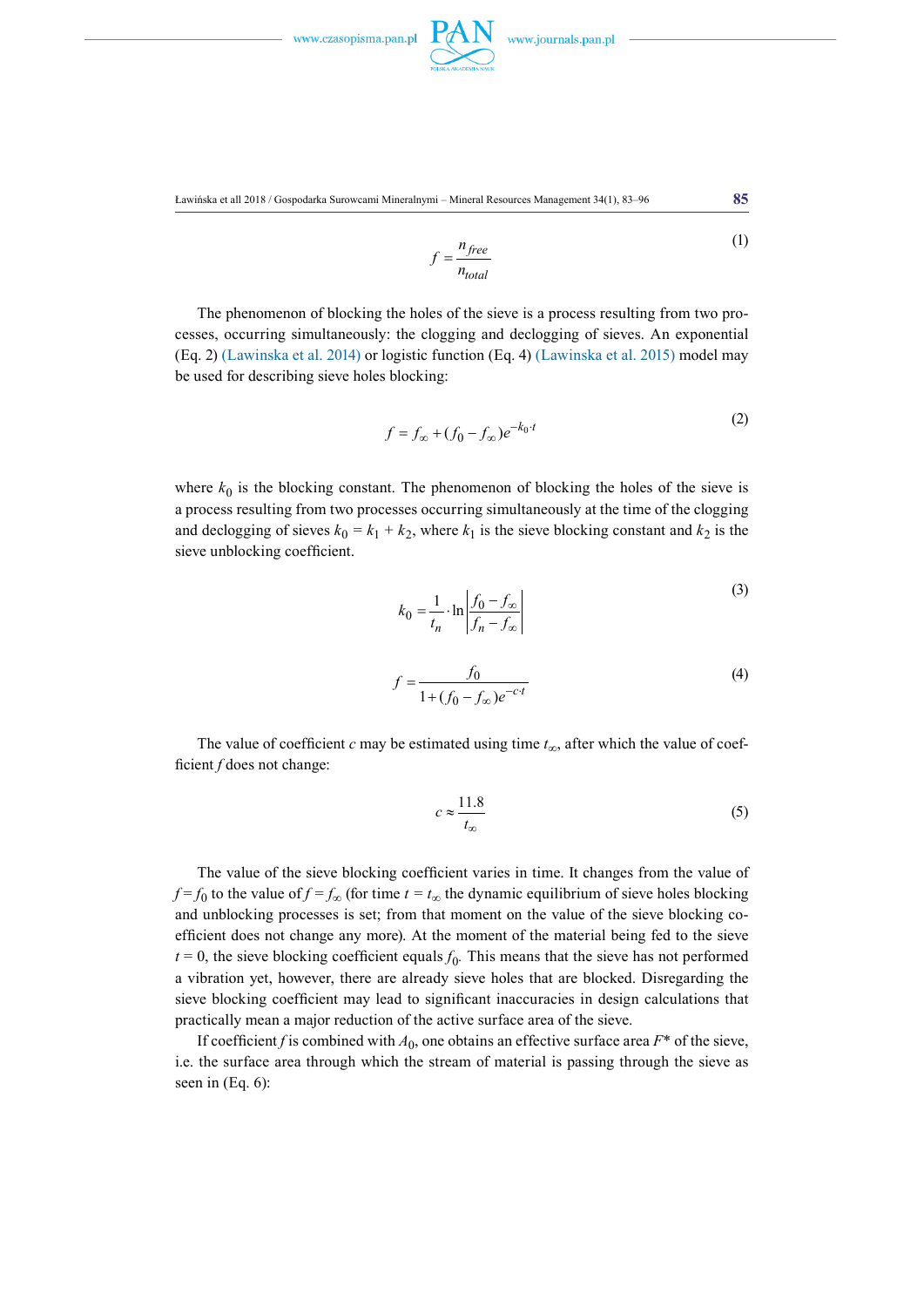$$f = \frac{n_{free}}{n_{total}} \tag{1}$$

The phenomenon of blocking the holes of the sieve is a process resulting from two processes, occurring simultaneously: the clogging and declogging of sieves. An exponential (Eq. 2) (Lawinska et al. 2014) or logistic function (Eq. 4) (Lawinska et al. 2015) model may be used for describing sieve holes blocking:

$$f = f_{\infty} + (f_0 - f_{\infty})e^{-k_0 \cdot t} \tag{2}$$

where $k_0$ is the blocking constant. The phenomenon of blocking the holes of the sieve is a process resulting from two processes occurring simultaneously at the time of the clogging and declogging of sieves $k_0 = k_1 + k_2$, where $k_1$ is the sieve blocking constant and $k_2$ is the sieve unblocking coefficient.

$$k_0 = \frac{1}{t_n} \cdot \ln\left|\frac{f_0 - f_{\infty}}{f_n - f_{\infty}}\right| \tag{3}$$

$$f = \frac{f_0}{1 + (f_0 - f_{\infty})e^{-c \cdot t}} \tag{4}$$

The value of coefficient $c$ may be estimated using time $t_{\infty}$, after which the value of coefficient $f$ does not change:

$$c \approx \frac{11.8}{t_{\infty}} \tag{5}$$

The value of the sieve blocking coefficient varies in time. It changes from the value of $f = f_0$ to the value of $f = f_{\infty}$ (for time $t = t_{\infty}$ the dynamic equilibrium of sieve holes blocking and unblocking processes is set; from that moment on the value of the sieve blocking coefficient does not change any more). At the moment of the material being fed to the sieve $t = 0$, the sieve blocking coefficient equals $f_0$. This means that the sieve has not performed a vibration yet, however, there are already sieve holes that are blocked. Disregarding the sieve blocking coefficient may lead to significant inaccuracies in design calculations that practically mean a major reduction of the active surface area of the sieve.

If coefficient $f$ is combined with $A_0$, one obtains an effective surface area $F^*$ of the sieve, i.e. the surface area through which the stream of material is passing through the sieve as seen in (Eq. 6):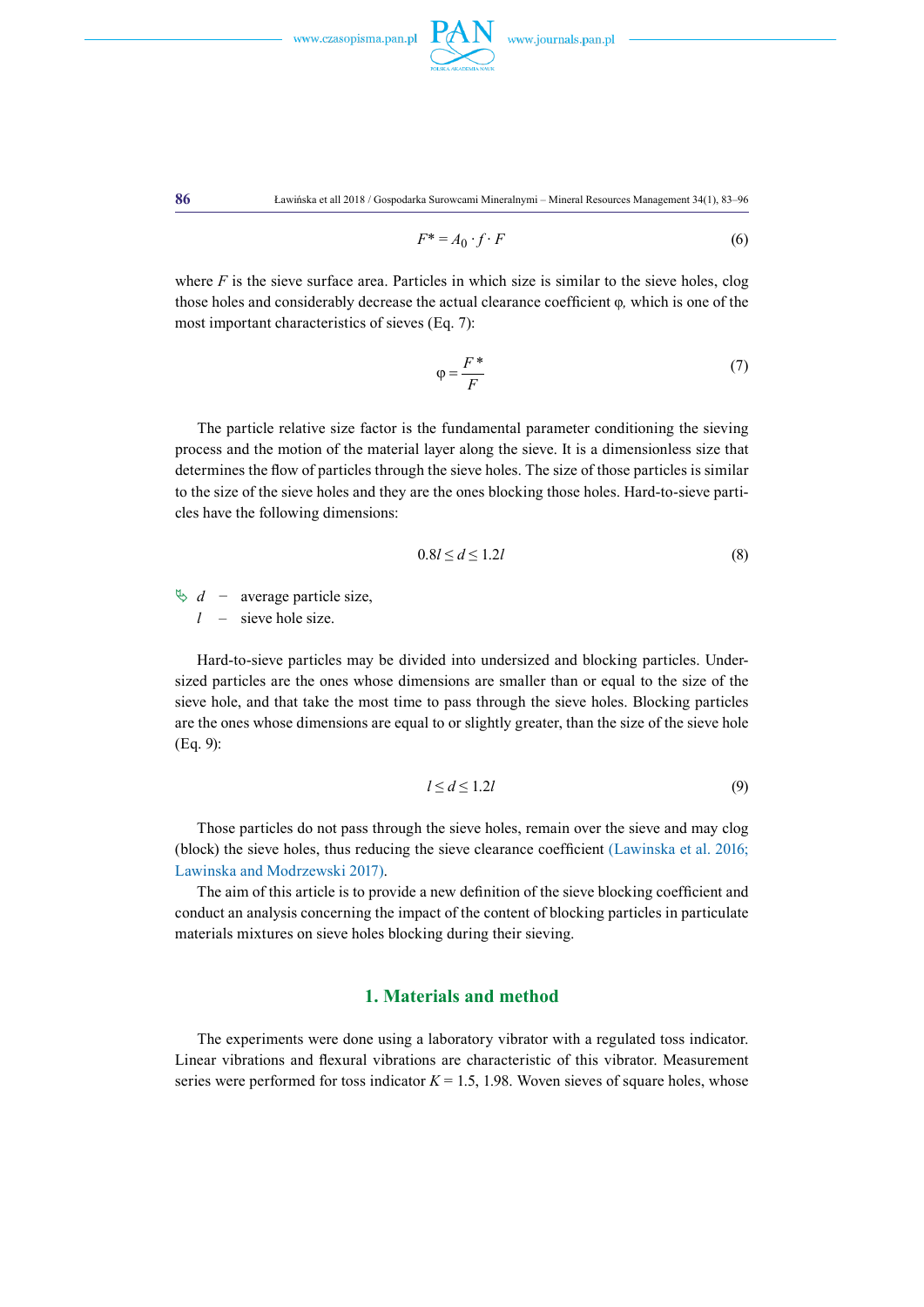$$F^* = A_0 \cdot f \cdot F \tag{6}$$

where $F$ is the sieve surface area. Particles in which size is similar to the sieve holes, clog those holes and considerably decrease the actual clearance coefficient $\varphi$, which is one of the most important characteristics of sieves (Eq. 7):

$$\varphi = \frac{F^*}{F} \tag{7}$$

The particle relative size factor is the fundamental parameter conditioning the sieving process and the motion of the material layer along the sieve. It is a dimensionless size that determines the flow of particles through the sieve holes. The size of those particles is similar to the size of the sieve holes and they are the ones blocking those holes. Hard-to-sieve particles have the following dimensions:

$$0.8l \leq d \leq 1.2l \tag{8}$$

$d$ – average particle size,
$l$ – sieve hole size.

Hard-to-sieve particles may be divided into undersized and blocking particles. Undersized particles are the ones whose dimensions are smaller than or equal to the size of the sieve hole, and that take the most time to pass through the sieve holes. Blocking particles are the ones whose dimensions are equal to or slightly greater, than the size of the sieve hole (Eq. 9):

$$l \leq d \leq 1.2l \tag{9}$$

Those particles do not pass through the sieve holes, remain over the sieve and may clog (block) the sieve holes, thus reducing the sieve clearance coefficient (Lawinska et al. 2016; Lawinska and Modrzewski 2017).

The aim of this article is to provide a new definition of the sieve blocking coefficient and conduct an analysis concerning the impact of the content of blocking particles in particulate materials mixtures on sieve holes blocking during their sieving.

## 1. Materials and method

The experiments were done using a laboratory vibrator with a regulated toss indicator. Linear vibrations and flexural vibrations are characteristic of this vibrator. Measurement series were performed for toss indicator $K = 1.5$, 1.98. Woven sieves of square holes, whose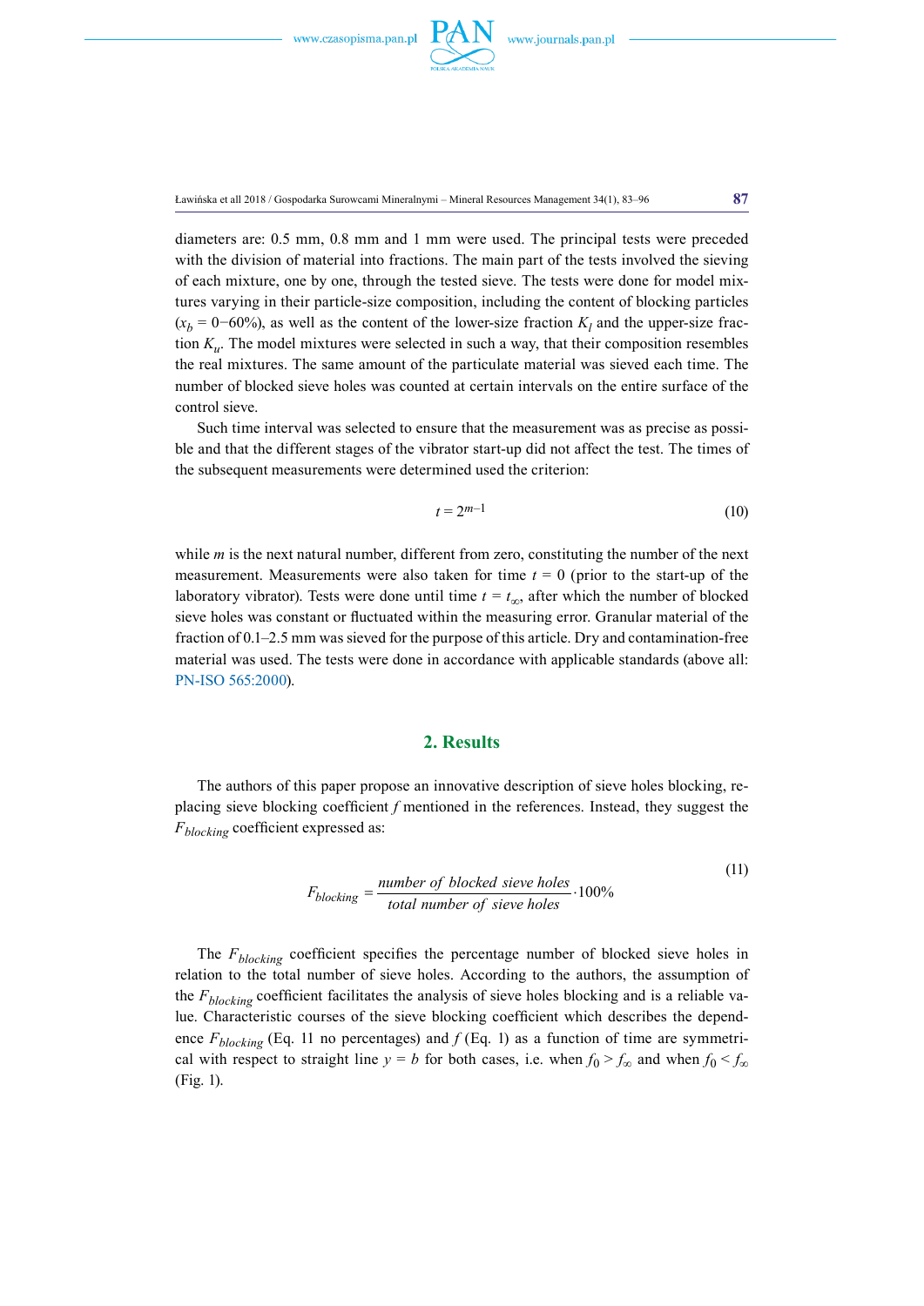diameters are: 0.5 mm, 0.8 mm and 1 mm were used. The principal tests were preceded with the division of material into fractions. The main part of the tests involved the sieving of each mixture, one by one, through the tested sieve. The tests were done for model mixtures varying in their particle-size composition, including the content of blocking particles ($x_b$ = 0−60%), as well as the content of the lower-size fraction $K_l$ and the upper-size fraction $K_u$. The model mixtures were selected in such a way, that their composition resembles the real mixtures. The same amount of the particulate material was sieved each time. The number of blocked sieve holes was counted at certain intervals on the entire surface of the control sieve.

Such time interval was selected to ensure that the measurement was as precise as possible and that the different stages of the vibrator start-up did not affect the test. The times of the subsequent measurements were determined used the criterion:

$$t = 2^{m-1} \tag{10}$$

while $m$ is the next natural number, different from zero, constituting the number of the next measurement. Measurements were also taken for time $t$ = 0 (prior to the start-up of the laboratory vibrator). Tests were done until time $t = t_\infty$, after which the number of blocked sieve holes was constant or fluctuated within the measuring error. Granular material of the fraction of 0.1–2.5 mm was sieved for the purpose of this article. Dry and contamination-free material was used. The tests were done in accordance with applicable standards (above all: PN-ISO 565:2000).

## 2. Results

The authors of this paper propose an innovative description of sieve holes blocking, replacing sieve blocking coefficient $f$ mentioned in the references. Instead, they suggest the $F_{blocking}$ coefficient expressed as:

$$F_{blocking} = \frac{number\ of\ blocked\ sieve\ holes}{total\ number\ of\ sieve\ holes} \cdot 100\% \tag{11}$$

The $F_{blocking}$ coefficient specifies the percentage number of blocked sieve holes in relation to the total number of sieve holes. According to the authors, the assumption of the $F_{blocking}$ coefficient facilitates the analysis of sieve holes blocking and is a reliable value. Characteristic courses of the sieve blocking coefficient which describes the dependence $F_{blocking}$ (Eq. 11 no percentages) and $f$ (Eq. 1) as a function of time are symmetrical with respect to straight line $y = b$ for both cases, i.e. when $f_0 > f_\infty$ and when $f_0 < f_\infty$ (Fig. 1).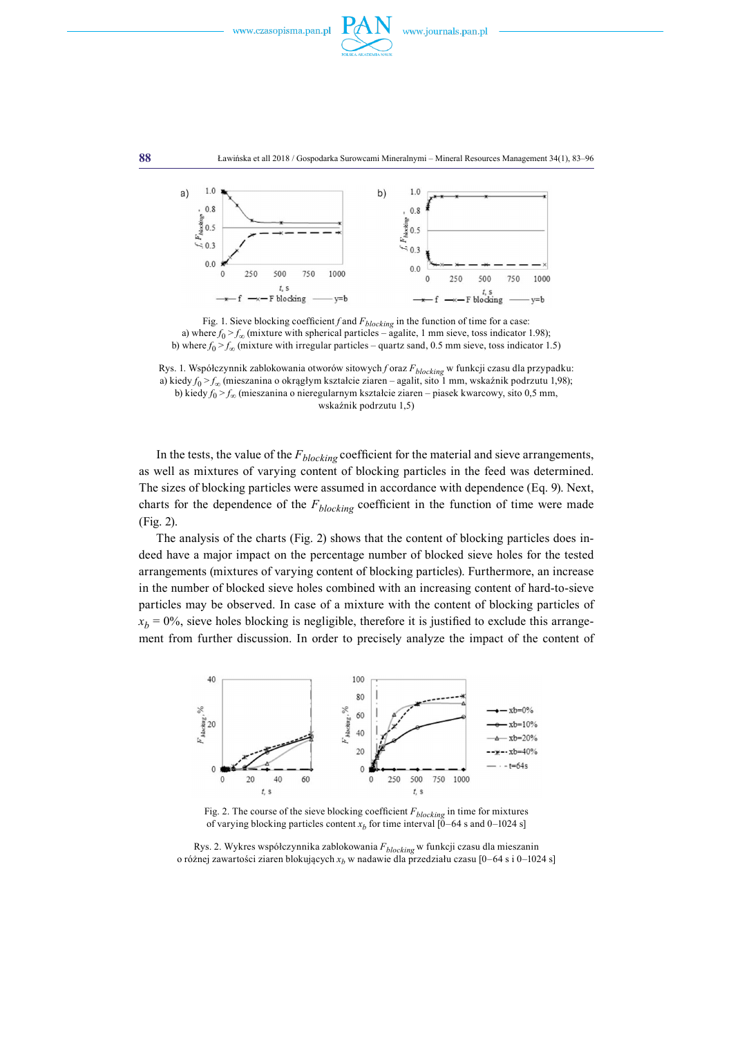Fig. 1. Sieve blocking coefficient $f$ and $F_{blocking}$ in the function of time for a case:
a) where $f_0 > f_\infty$ (mixture with spherical particles – agalite, 1 mm sieve, toss indicator 1.98);
b) where $f_0 > f_\infty$ (mixture with irregular particles – quartz sand, 0.5 mm sieve, toss indicator 1.5)

Rys. 1. Współczynnik zablokowania otworów sitowych $f$ oraz $F_{blocking}$ w funkcji czasu dla przypadku:
a) kiedy $f_0 > f_\infty$ (mieszanina o okrągłym kształcie ziaren – agalit, sito 1 mm, wskaźnik podrzutu 1,98);
b) kiedy $f_0 > f_\infty$ (mieszanina o nieregularnym kształcie ziaren – piasek kwarcowy, sito 0,5 mm, wskaźnik podrzutu 1,5)

In the tests, the value of the $F_{blocking}$ coefficient for the material and sieve arrangements, as well as mixtures of varying content of blocking particles in the feed was determined. The sizes of blocking particles were assumed in accordance with dependence (Eq. 9). Next, charts for the dependence of the $F_{blocking}$ coefficient in the function of time were made (Fig. 2).

The analysis of the charts (Fig. 2) shows that the content of blocking particles does indeed have a major impact on the percentage number of blocked sieve holes for the tested arrangements (mixtures of varying content of blocking particles). Furthermore, an increase in the number of blocked sieve holes combined with an increasing content of hard-to-sieve particles may be observed. In case of a mixture with the content of blocking particles of $x_b = 0\%$, sieve holes blocking is negligible, therefore it is justified to exclude this arrangement from further discussion. In order to precisely analyze the impact of the content of

Fig. 2. The course of the sieve blocking coefficient $F_{blocking}$ in time for mixtures of varying blocking particles content $x_b$ for time interval [0–64 s and 0–1024 s]

Rys. 2. Wykres współczynnika zablokowania $F_{blocking}$ w funkcji czasu dla mieszanin o różnej zawartości ziaren blokujących $x_b$ w nadawie dla przedziału czasu [0–64 s i 0–1024 s]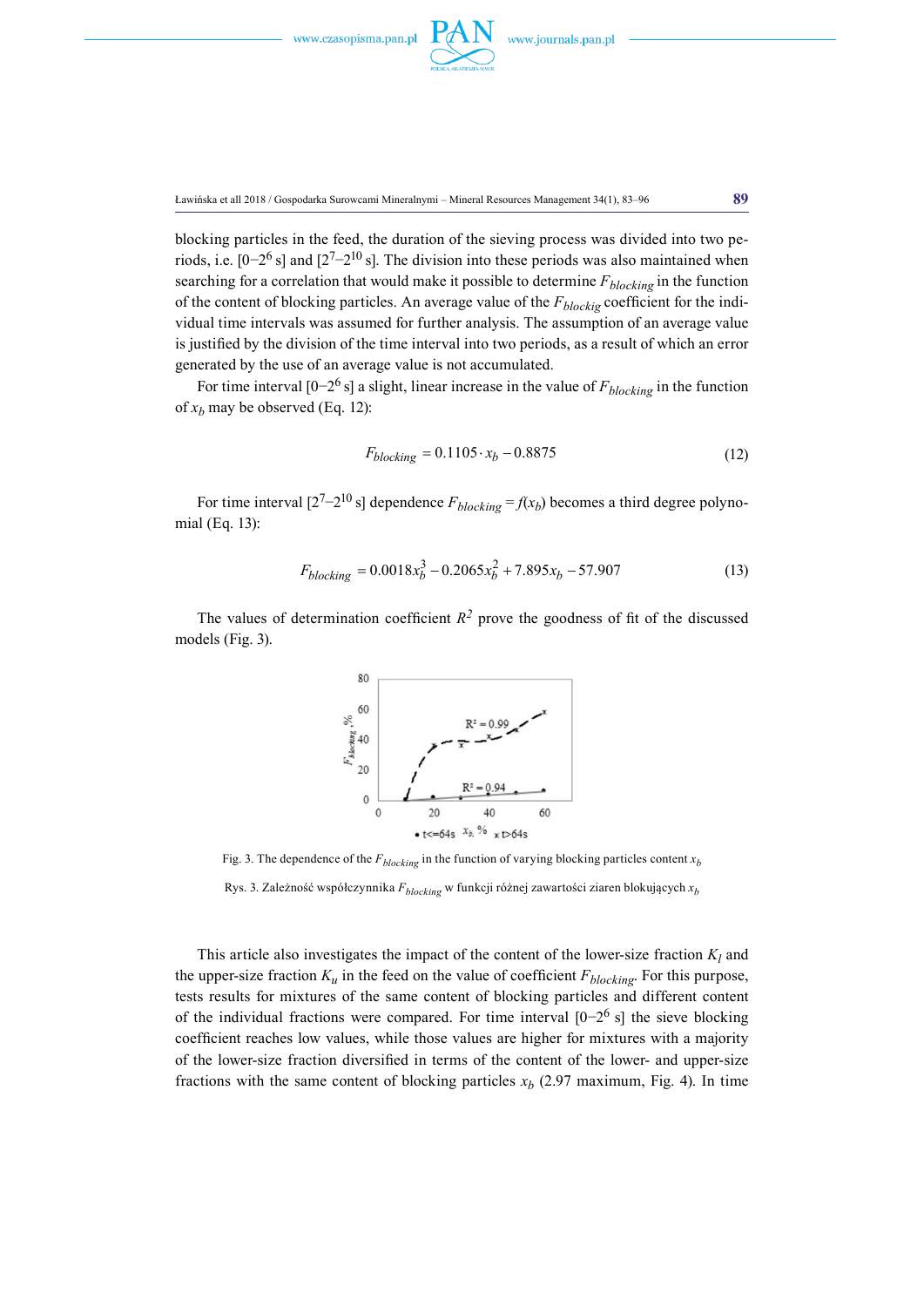blocking particles in the feed, the duration of the sieving process was divided into two periods, i.e. [0–$2^6$ s] and [$2^7$–$2^{10}$ s]. The division into these periods was also maintained when searching for a correlation that would make it possible to determine $F_{blocking}$ in the function of the content of blocking particles. An average value of the $F_{blockig}$ coefficient for the individual time intervals was assumed for further analysis. The assumption of an average value is justified by the division of the time interval into two periods, as a result of which an error generated by the use of an average value is not accumulated.

For time interval [0–$2^6$ s] a slight, linear increase in the value of $F_{blocking}$ in the function of $x_b$ may be observed (Eq. 12):

$$F_{blocking} = 0.1105 \cdot x_b - 0.8875 \tag{12}$$

For time interval [$2^7$–$2^{10}$ s] dependence $F_{blocking} = f(x_b)$ becomes a third degree polynomial (Eq. 13):

$$F_{blocking} = 0.0018x_b^3 - 0.2065x_b^2 + 7.895x_b - 57.907 \tag{13}$$

The values of determination coefficient $R^2$ prove the goodness of fit of the discussed models (Fig. 3).

Fig. 3. The dependence of the $F_{blocking}$ in the function of varying blocking particles content $x_b$

Rys. 3. Zależność współczynnika $F_{blocking}$ w funkcji różnej zawartości ziaren blokujących $x_b$

This article also investigates the impact of the content of the lower-size fraction $K_l$ and the upper-size fraction $K_u$ in the feed on the value of coefficient $F_{blocking}$. For this purpose, tests results for mixtures of the same content of blocking particles and different content of the individual fractions were compared. For time interval [0–$2^6$ s] the sieve blocking coefficient reaches low values, while those values are higher for mixtures with a majority of the lower-size fraction diversified in terms of the content of the lower- and upper-size fractions with the same content of blocking particles $x_b$ (2.97 maximum, Fig. 4). In time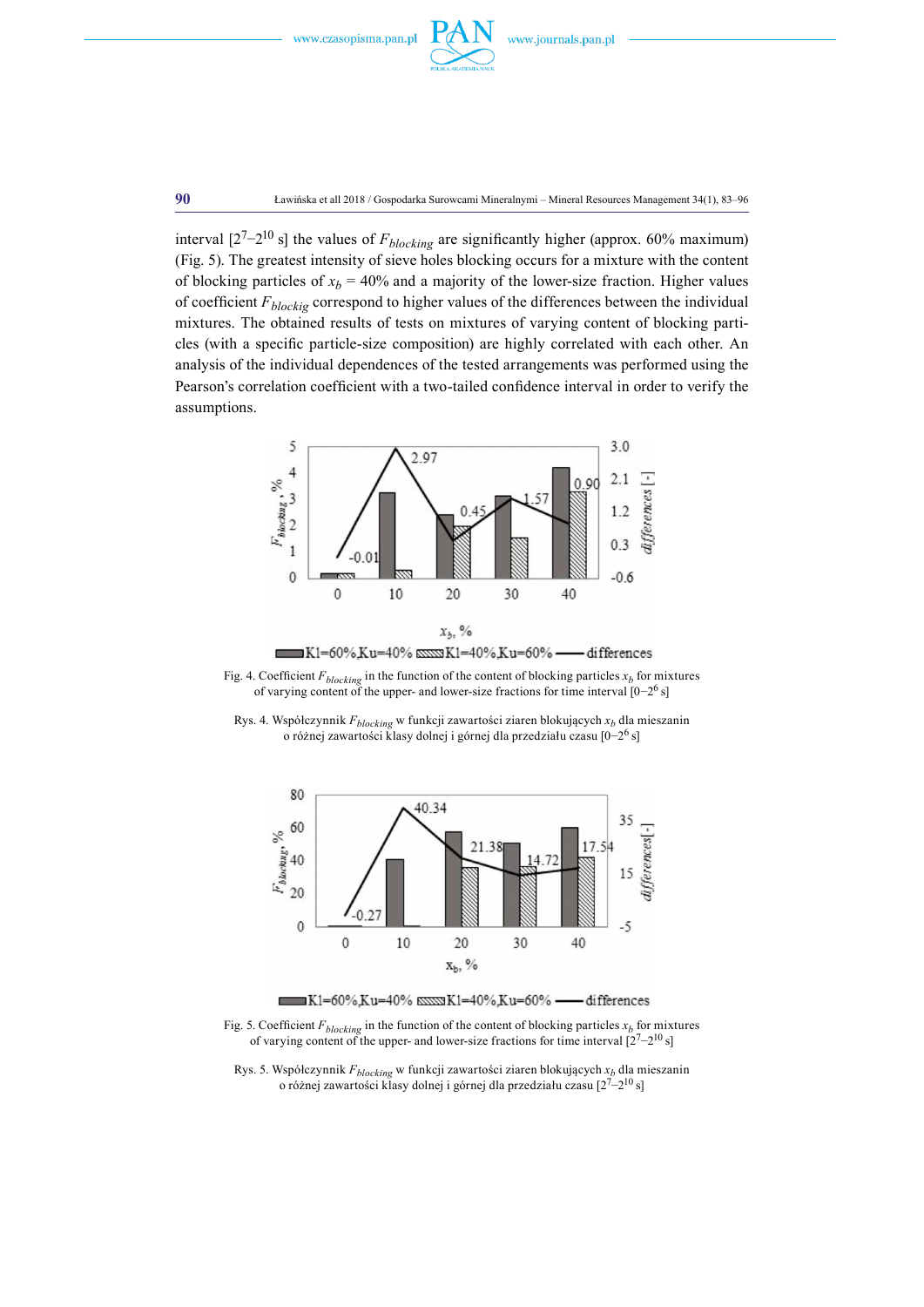interval [$2^7$–$2^{10}$ s] the values of $F_{blocking}$ are significantly higher (approx. 60% maximum) (Fig. 5). The greatest intensity of sieve holes blocking occurs for a mixture with the content of blocking particles of $x_b$ = 40% and a majority of the lower-size fraction. Higher values of coefficient $F_{blockig}$ correspond to higher values of the differences between the individual mixtures. The obtained results of tests on mixtures of varying content of blocking particles (with a specific particle-size composition) are highly correlated with each other. An analysis of the individual dependences of the tested arrangements was performed using the Pearson's correlation coefficient with a two-tailed confidence interval in order to verify the assumptions.

Fig. 4. Coefficient $F_{blocking}$ in the function of the content of blocking particles $x_b$ for mixtures of varying content of the upper- and lower-size fractions for time interval [0–$2^6$ s]

Rys. 4. Współczynnik $F_{blocking}$ w funkcji zawartości ziaren blokujących $x_b$ dla mieszanin o różnej zawartości klasy dolnej i górnej dla przedziału czasu [0–$2^6$ s]

Fig. 5. Coefficient $F_{blocking}$ in the function of the content of blocking particles $x_b$ for mixtures of varying content of the upper- and lower-size fractions for time interval [$2^7$–$2^{10}$ s]

Rys. 5. Współczynnik $F_{blocking}$ w funkcji zawartości ziaren blokujących $x_b$ dla mieszanin o różnej zawartości klasy dolnej i górnej dla przedziału czasu [$2^7$–$2^{10}$ s]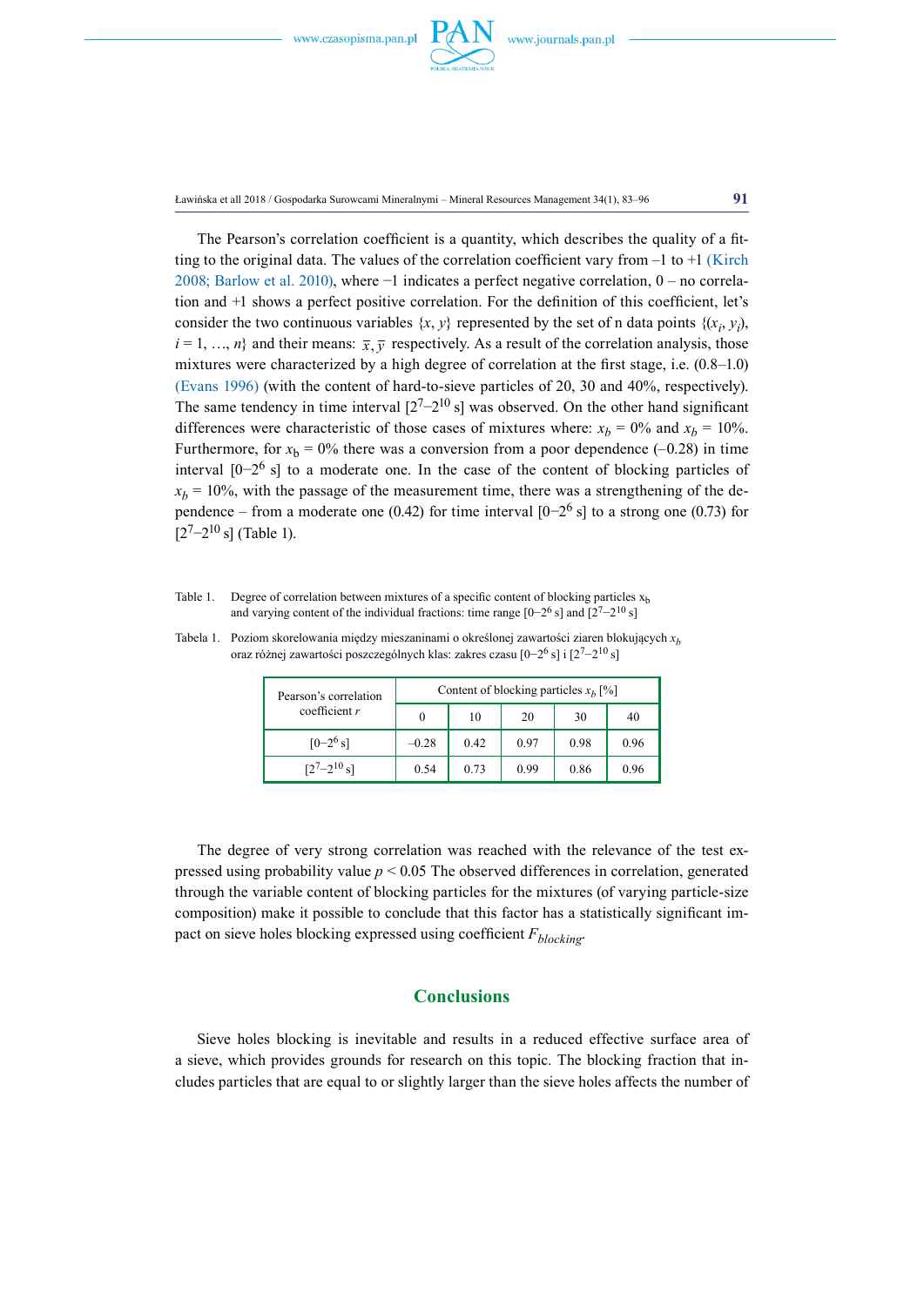The Pearson's correlation coefficient is a quantity, which describes the quality of a fitting to the original data. The values of the correlation coefficient vary from –1 to +1 (Kirch 2008; Barlow et al. 2010), where −1 indicates a perfect negative correlation, 0 – no correlation and +1 shows a perfect positive correlation. For the definition of this coefficient, let's consider the two continuous variables $\{x, y\}$ represented by the set of n data points $\{(x_i, y_i), i = 1, \ldots, n\}$ and their means: $\bar{x}, \bar{y}$ respectively. As a result of the correlation analysis, those mixtures were characterized by a high degree of correlation at the first stage, i.e. (0.8–1.0) (Evans 1996) (with the content of hard-to-sieve particles of 20, 30 and 40%, respectively). The same tendency in time interval $[2^7–2^{10}$ s] was observed. On the other hand significant differences were characteristic of those cases of mixtures where: $x_b$ = 0% and $x_b$ = 10%. Furthermore, for $x_b$ = 0% there was a conversion from a poor dependence (–0.28) in time interval $[0–2^6$ s] to a moderate one. In the case of the content of blocking particles of $x_b$ = 10%, with the passage of the measurement time, there was a strengthening of the dependence – from a moderate one (0.42) for time interval $[0–2^6$ s] to a strong one (0.73) for $[2^7–2^{10}$ s] (Table 1).

Table 1. Degree of correlation between mixtures of a specific content of blocking particles $x_b$ and varying content of the individual fractions: time range $[0–2^6$ s] and $[2^7–2^{10}$ s]

Tabela 1. Poziom skorelowania między mieszaninami o określonej zawartości ziaren blokujących $x_b$ oraz różnej zawartości poszczególnych klas: zakres czasu $[0–2^6$ s] i $[2^7–2^{10}$ s]

| Pearson's correlation coefficient $r$ | Content of blocking particles $x_b$ [%] | | | | |
|---|---|---|---|---|---|
| | 0 | 10 | 20 | 30 | 40 |
| $[0–2^6$ s] | –0.28 | 0.42 | 0.97 | 0.98 | 0.96 |
| $[2^7–2^{10}$ s] | 0.54 | 0.73 | 0.99 | 0.86 | 0.96 |

The degree of very strong correlation was reached with the relevance of the test expressed using probability value $p < 0.05$ The observed differences in correlation, generated through the variable content of blocking particles for the mixtures (of varying particle-size composition) make it possible to conclude that this factor has a statistically significant impact on sieve holes blocking expressed using coefficient $F_{blocking}$.

## Conclusions

Sieve holes blocking is inevitable and results in a reduced effective surface area of a sieve, which provides grounds for research on this topic. The blocking fraction that includes particles that are equal to or slightly larger than the sieve holes affects the number of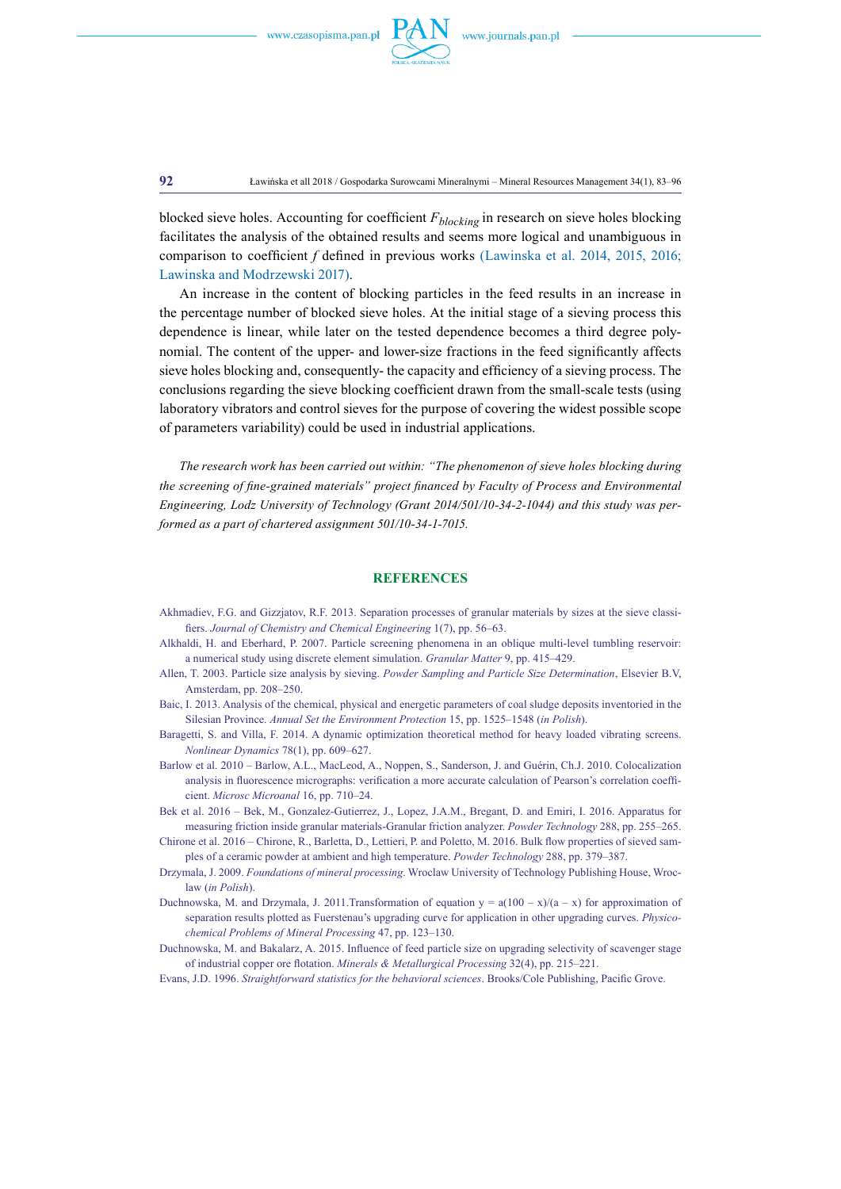blocked sieve holes. Accounting for coefficient $F_{blocking}$ in research on sieve holes blocking facilitates the analysis of the obtained results and seems more logical and unambiguous in comparison to coefficient *f* defined in previous works (Lawinska et al. 2014, 2015, 2016; Lawinska and Modrzewski 2017).

An increase in the content of blocking particles in the feed results in an increase in the percentage number of blocked sieve holes. At the initial stage of a sieving process this dependence is linear, while later on the tested dependence becomes a third degree polynomial. The content of the upper- and lower-size fractions in the feed significantly affects sieve holes blocking and, consequently- the capacity and efficiency of a sieving process. The conclusions regarding the sieve blocking coefficient drawn from the small-scale tests (using laboratory vibrators and control sieves for the purpose of covering the widest possible scope of parameters variability) could be used in industrial applications.

*The research work has been carried out within: "The phenomenon of sieve holes blocking during the screening of fine-grained materials" project financed by Faculty of Process and Environmental Engineering, Lodz University of Technology (Grant 2014/501/10-34-2-1044) and this study was performed as a part of chartered assignment 501/10-34-1-7015.*

## REFERENCES

Akhmadiev, F.G. and Gizzjatov, R.F. 2013. Separation processes of granular materials by sizes at the sieve classifiers. *Journal of Chemistry and Chemical Engineering* 1(7), pp. 56–63.

Alkhaldi, H. and Eberhard, P. 2007. Particle screening phenomena in an oblique multi-level tumbling reservoir: a numerical study using discrete element simulation. *Granular Matter* 9, pp. 415–429.

Allen, T. 2003. Particle size analysis by sieving. *Powder Sampling and Particle Size Determination*, Elsevier B.V, Amsterdam, pp. 208–250.

Baic, I. 2013. Analysis of the chemical, physical and energetic parameters of coal sludge deposits inventoried in the Silesian Province. *Annual Set the Environment Protection* 15, pp. 1525–1548 (*in Polish*).

Baragetti, S. and Villa, F. 2014. A dynamic optimization theoretical method for heavy loaded vibrating screens. *Nonlinear Dynamics* 78(1), pp. 609–627.

Barlow et al. 2010 – Barlow, A.L., MacLeod, A., Noppen, S., Sanderson, J. and Guérin, Ch.J. 2010. Colocalization analysis in fluorescence micrographs: verification a more accurate calculation of Pearson's correlation coefficient. *Microsc Microanal* 16, pp. 710–24.

Bek et al. 2016 – Bek, M., Gonzalez-Gutierrez, J., Lopez, J.A.M., Bregant, D. and Emiri, I. 2016. Apparatus for measuring friction inside granular materials-Granular friction analyzer. *Powder Technology* 288, pp. 255–265.

Chirone et al. 2016 – Chirone, R., Barletta, D., Lettieri, P. and Poletto, M. 2016. Bulk flow properties of sieved samples of a ceramic powder at ambient and high temperature. *Powder Technology* 288, pp. 379–387.

Drzymala, J. 2009. *Foundations of mineral processing*. Wroclaw University of Technology Publishing House, Wroclaw (*in Polish*).

Duchnowska, M. and Drzymala, J. 2011.Transformation of equation y = a(100 – x)/(a – x) for approximation of separation results plotted as Fuerstenau's upgrading curve for application in other upgrading curves. *Physicochemical Problems of Mineral Processing* 47, pp. 123–130.

Duchnowska, M. and Bakalarz, A. 2015. Influence of feed particle size on upgrading selectivity of scavenger stage of industrial copper ore flotation. *Minerals & Metallurgical Processing* 32(4), pp. 215–221.

Evans, J.D. 1996. *Straightforward statistics for the behavioral sciences*. Brooks/Cole Publishing, Pacific Grove.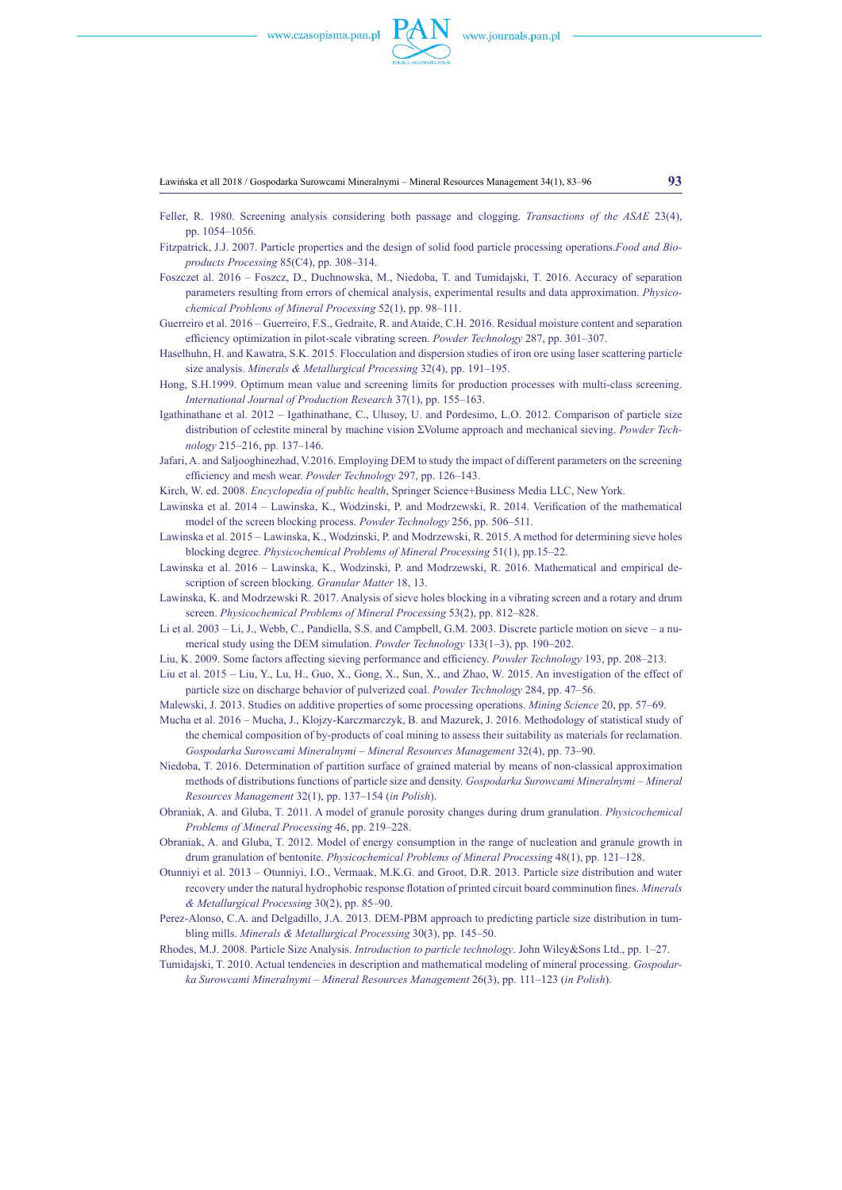Feller, R. 1980. Screening analysis considering both passage and clogging. *Transactions of the ASAE* 23(4), pp. 1054–1056.

Fitzpatrick, J.J. 2007. Particle properties and the design of solid food particle processing operations.*Food and Bioproducts Processing* 85(C4), pp. 308–314.

Foszczet al. 2016 – Foszcz, D., Duchnowska, M., Niedoba, T. and Tumidajski, T. 2016. Accuracy of separation parameters resulting from errors of chemical analysis, experimental results and data approximation. *Physicochemical Problems of Mineral Processing* 52(1), pp. 98–111.

Guerreiro et al. 2016 – Guerreiro, F.S., Gedraite, R. and Ataide, C.H. 2016. Residual moisture content and separation efficiency optimization in pilot-scale vibrating screen. *Powder Technology* 287, pp. 301–307.

Haselhuhn, H. and Kawatra, S.K. 2015. Flocculation and dispersion studies of iron ore using laser scattering particle size analysis. *Minerals & Metallurgical Processing* 32(4), pp. 191–195.

Hong, S.H.1999. Optimum mean value and screening limits for production processes with multi-class screening. *International Journal of Production Research* 37(1), pp. 155–163.

Igathinathane et al. 2012 – Igathinathane, C., Ulusoy, U. and Pordesimo, L.O. 2012. Comparison of particle size distribution of celestite mineral by machine vision ΣVolume approach and mechanical sieving. *Powder Technology* 215–216, pp. 137–146.

Jafari, A. and Saljooghinezhad, V.2016. Employing DEM to study the impact of different parameters on the screening efficiency and mesh wear. *Powder Technology* 297, pp. 126–143.

Kirch, W. ed. 2008. *Encyclopedia of public health*, Springer Science+Business Media LLC, New York.

Lawinska et al. 2014 – Lawinska, K., Wodzinski, P. and Modrzewski, R. 2014. Verification of the mathematical model of the screen blocking process. *Powder Technology* 256, pp. 506–511.

Lawinska et al. 2015 – Lawinska, K., Wodzinski, P. and Modrzewski, R. 2015. A method for determining sieve holes blocking degree. *Physicochemical Problems of Mineral Processing* 51(1), pp.15–22.

Lawinska et al. 2016 – Lawinska, K., Wodzinski, P. and Modrzewski, R. 2016. Mathematical and empirical description of screen blocking. *Granular Matter* 18, 13.

Lawinska, K. and Modrzewski R. 2017. Analysis of sieve holes blocking in a vibrating screen and a rotary and drum screen. *Physicochemical Problems of Mineral Processing* 53(2), pp. 812–828.

Li et al. 2003 – Li, J., Webb, C., Pandiella, S.S. and Campbell, G.M. 2003. Discrete particle motion on sieve – a numerical study using the DEM simulation. *Powder Technology* 133(1–3), pp. 190–202.

Liu, K. 2009. Some factors affecting sieving performance and efficiency. *Powder Technology* 193, pp. 208–213.

Liu et al. 2015 – Liu, Y., Lu, H., Guo, X., Gong, X., Sun, X., and Zhao, W. 2015. An investigation of the effect of particle size on discharge behavior of pulverized coal. *Powder Technology* 284, pp. 47–56.

Malewski, J. 2013. Studies on additive properties of some processing operations. *Mining Science* 20, pp. 57–69.

Mucha et al. 2016 – Mucha, J., Klojzy-Karczmarczyk, B. and Mazurek, J. 2016. Methodology of statistical study of the chemical composition of by-products of coal mining to assess their suitability as materials for reclamation. *Gospodarka Surowcami Mineralnymi – Mineral Resources Management* 32(4), pp. 73–90.

Niedoba, T. 2016. Determination of partition surface of grained material by means of non-classical approximation methods of distributions functions of particle size and density. *Gospodarka Surowcami Mineralnymi – Mineral Resources Management* 32(1), pp. 137–154 (*in Polish*).

Obraniak, A. and Gluba, T. 2011. A model of granule porosity changes during drum granulation. *Physicochemical Problems of Mineral Processing* 46, pp. 219–228.

Obraniak, A. and Gluba, T. 2012. Model of energy consumption in the range of nucleation and granule growth in drum granulation of bentonite. *Physicochemical Problems of Mineral Processing* 48(1), pp. 121–128.

Otunniyi et al. 2013 – Otunniyi, I.O., Vermaak, M.K.G. and Groot, D.R. 2013. Particle size distribution and water recovery under the natural hydrophobic response flotation of printed circuit board comminution fines. *Minerals & Metallurgical Processing* 30(2), pp. 85–90.

Perez-Alonso, C.A. and Delgadillo, J.A. 2013. DEM-PBM approach to predicting particle size distribution in tumbling mills. *Minerals & Metallurgical Processing* 30(3), pp. 145–50.

Rhodes, M.J. 2008. Particle Size Analysis. *Introduction to particle technology*. John Wiley&Sons Ltd., pp. 1–27.

Tumidajski, T. 2010. Actual tendencies in description and mathematical modeling of mineral processing. *Gospodarka Surowcami Mineralnymi – Mineral Resources Management* 26(3), pp. 111–123 (*in Polish*).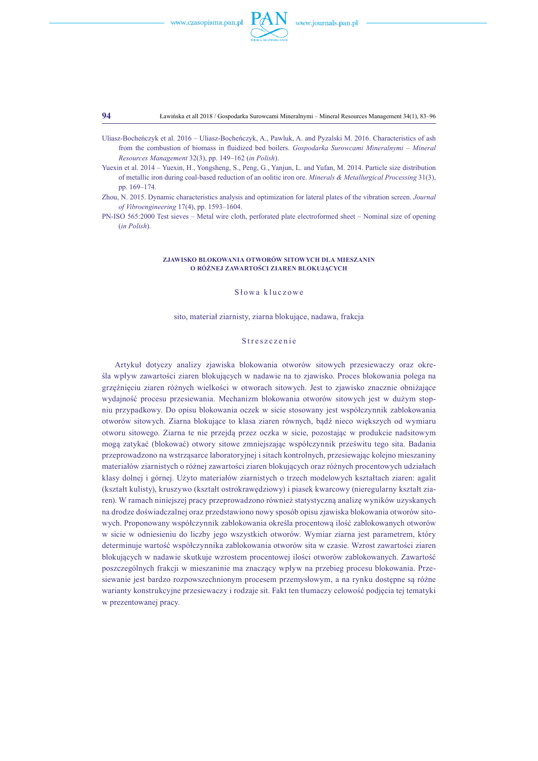Uliasz-Bocheńczyk et al. 2016 – Uliasz-Bocheńczyk, A., Pawluk, A. and Pyzalski M. 2016. Characteristics of ash from the combustion of biomass in fluidized bed boilers. *Gospodarka Surowcami Mineralnymi – Mineral Resources Management* 32(3), pp. 149–162 (*in Polish*).

Yuexin et al. 2014 – Yuexin, H., Yongsheng, S., Peng, G., Yanjun, L. and Yufan, M. 2014. Particle size distribution of metallic iron during coal-based reduction of an oolitic iron ore. *Minerals & Metallurgical Processing* 31(3), pp. 169–174.

Zhou, N. 2015. Dynamic characteristics analysis and optimization for lateral plates of the vibration screen. *Journal of Vibroengineering* 17(4), pp. 1593–1604.

PN-ISO 565:2000 Test sieves – Metal wire cloth, perforated plate electroformed sheet – Nominal size of opening (*in Polish*).

## ZJAWISKO BLOKOWANIA OTWORÓW SITOWYCH DLA MIESZANIN O RÓŻNEJ ZAWARTOŚCI ZIAREN BLOKUJĄCYCH

### Słowa kluczowe

sito, materiał ziarnisty, ziarna blokujące, nadawa, frakcja

### Streszczenie

Artykuł dotyczy analizy zjawiska blokowania otworów sitowych przesiewaczy oraz określa wpływ zawartości ziaren blokujących w nadawie na to zjawisko. Proces blokowania polega na grzęźnięciu ziaren różnych wielkości w otworach sitowych. Jest to zjawisko znacznie obniżające wydajność procesu przesiewania. Mechanizm blokowania otworów sitowych jest w dużym stopniu przypadkowy. Do opisu blokowania oczek w sicie stosowany jest współczynnik zablokowania otworów sitowych. Ziarna blokujące to klasa ziaren równych, bądź nieco większych od wymiaru otworu sitowego. Ziarna te nie przejdą przez oczka w sicie, pozostając w produkcie nadsitowym mogą zatykać (blokować) otwory sitowe zmniejszając współczynnik prześwitu tego sita. Badania przeprowadzono na wstrząsarce laboratoryjnej i sitach kontrolnych, przesiewając kolejno mieszaniny materiałów ziarnistych o różnej zawartości ziaren blokujących oraz różnych procentowych udziałach klasy dolnej i górnej. Użyto materiałów ziarnistych o trzech modelowych kształtach ziaren: agalit (kształt kulisty), kruszywo (kształt ostrokrawędziowy) i piasek kwarcowy (nieregularny kształt ziaren). W ramach niniejszej pracy przeprowadzono również statystyczną analizę wyników uzyskanych na drodze doświadczalnej oraz przedstawiono nowy sposób opisu zjawiska blokowania otworów sitowych. Proponowany współczynnik zablokowania określa procentową ilość zablokowanych otworów w sicie w odniesieniu do liczby jego wszystkich otworów. Wymiar ziarna jest parametrem, który determinuje wartość współczynnika zablokowania otworów sita w czasie. Wzrost zawartości ziaren blokujących w nadawie skutkuje wzrostem procentowej ilości otworów zablokowanych. Zawartość poszczególnych frakcji w mieszaninie ma znaczący wpływ na przebieg procesu blokowania. Przesiewanie jest bardzo rozpowszechnionym procesem przemysłowym, a na rynku dostępne są różne warianty konstrukcyjne przesiewaczy i rodzaje sit. Fakt ten tłumaczy celowość podjęcia tej tematyki w prezentowanej pracy.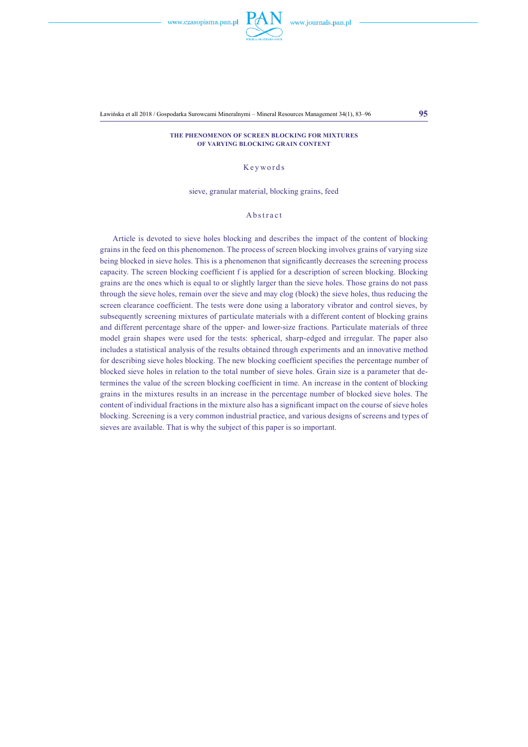## THE PHENOMENON OF SCREEN BLOCKING FOR MIXTURES OF VARYING BLOCKING GRAIN CONTENT

### Keywords

sieve, granular material, blocking grains, feed

### Abstract

Article is devoted to sieve holes blocking and describes the impact of the content of blocking grains in the feed on this phenomenon. The process of screen blocking involves grains of varying size being blocked in sieve holes. This is a phenomenon that significantly decreases the screening process capacity. The screen blocking coefficient f is applied for a description of screen blocking. Blocking grains are the ones which is equal to or slightly larger than the sieve holes. Those grains do not pass through the sieve holes, remain over the sieve and may clog (block) the sieve holes, thus reducing the screen clearance coefficient. The tests were done using a laboratory vibrator and control sieves, by subsequently screening mixtures of particulate materials with a different content of blocking grains and different percentage share of the upper- and lower-size fractions. Particulate materials of three model grain shapes were used for the tests: spherical, sharp-edged and irregular. The paper also includes a statistical analysis of the results obtained through experiments and an innovative method for describing sieve holes blocking. The new blocking coefficient specifies the percentage number of blocked sieve holes in relation to the total number of sieve holes. Grain size is a parameter that determines the value of the screen blocking coefficient in time. An increase in the content of blocking grains in the mixtures results in an increase in the percentage number of blocked sieve holes. The content of individual fractions in the mixture also has a significant impact on the course of sieve holes blocking. Screening is a very common industrial practice, and various designs of screens and types of sieves are available. That is why the subject of this paper is so important.